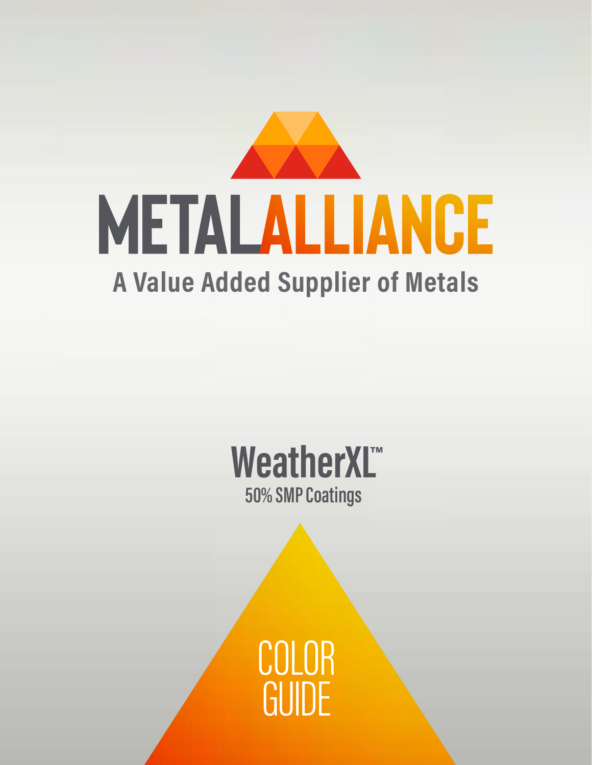# METALALLIANCE

## A Value Added Supplier of Metals

## WeatherXL™

### 50% SMP Coatings

# COLOR GUIDE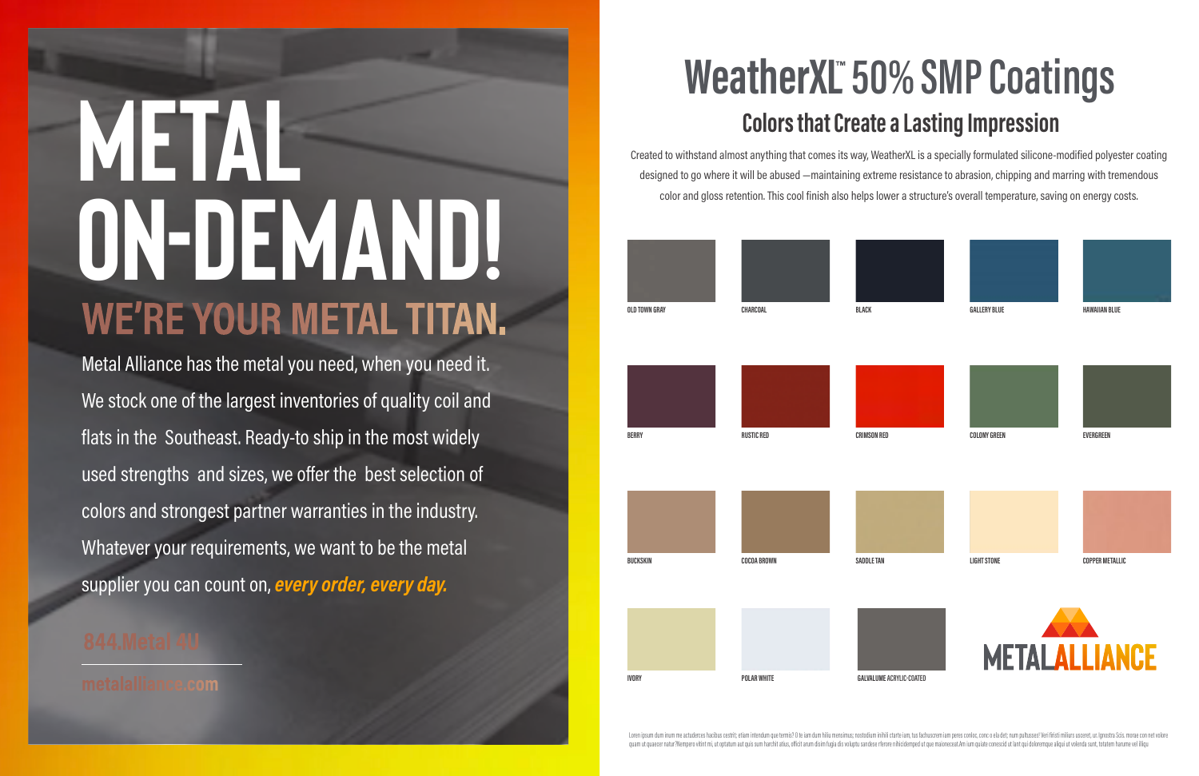# METAL ON-DEMAND!

## WE'RE YOUR METAL TITAN.

Metal Alliance has the metal you need, when you need it. We stock one of the largest inventories of quality coil and flats in the Southeast. Ready-to ship in the most widely used strengths and sizes, we offer the best selection of colors and strongest partner warranties in the industry. Whatever your requirements, we want to be the metal supplier you can count on, ***every order, every day.***

844.Metal 4U

metalalliance.com

# WeatherXL™ 50% SMP Coatings

## Colors that Create a Lasting Impression

Created to withstand almost anything that comes its way, WeatherXL is a specially formulated silicone-modified polyester coating designed to go where it will be abused —maintaining extreme resistance to abrasion, chipping and marring with tremendous color and gloss retention. This cool finish also helps lower a structure's overall temperature, saving on energy costs.

OLD TOWN GRAY

CHARCOAL

BLACK

GALLERY BLUE

HAWAIIAN BLUE

BERRY

RUSTIC RED

CRIMSON RED

COLONY GREEN

EVERGREEN

BUCKSKIN

COCOA BROWN

SADDLE TAN

LIGHT STONE

COPPER METALLIC

IVORY

POLAR WHITE

GALVALUME ACRYLIC-COATED

METALALLIANCE

Lorem ipsum dum inum me actuderces hacibus cestrit; etiam intendum que ternis? O te iam dum hiliu mensimus; nostodium inihili ctarte iam, tus fachuscrem iam peres conloc, conc o ela det; num pultusses! Veri firisti miliurs ascenit, us ignostra Scis. morae con net volore quam ut quaecer natur?Nempero vitint mi, ut optatum aut quis sum harchit atius, officit arum doim fugia dis volupta sandese rferore nihicidemped ut que maioneceat Am ium quiate conescid ut lant qui doluremque aliqui ut volenda sunt, totatem harume vel illiqu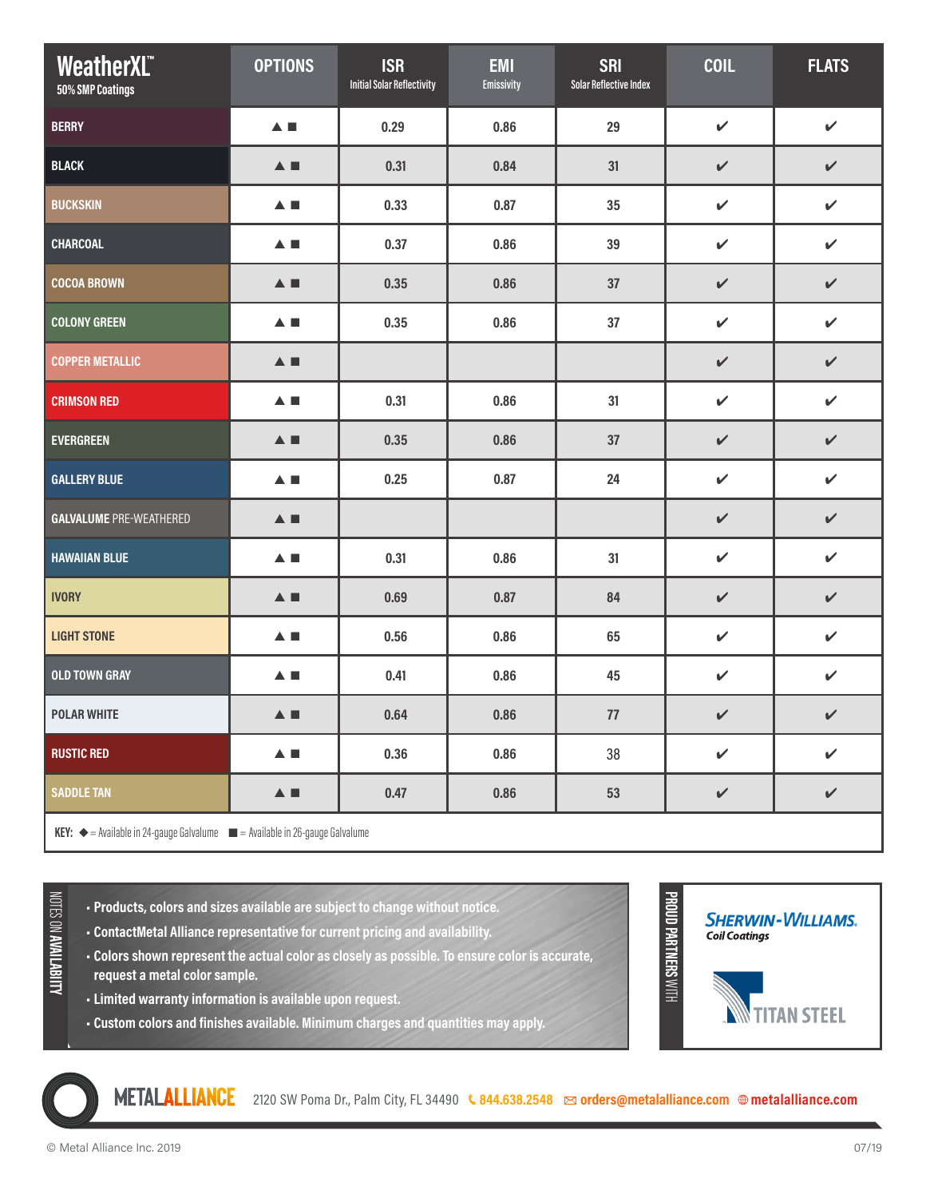| WeatherXL™ 50% SMP Coatings | OPTIONS | ISR Initial Solar Reflectivity | EMI Emissivity | SRI Solar Reflective Index | COIL | FLATS |
|---|---|---|---|---|---|---|
| BERRY | ▲ ■ | 0.29 | 0.86 | 29 | ✔ | ✔ |
| BLACK | ▲ ■ | 0.31 | 0.84 | 31 | ✔ | ✔ |
| BUCKSKIN | ▲ ■ | 0.33 | 0.87 | 35 | ✔ | ✔ |
| CHARCOAL | ▲ ■ | 0.37 | 0.86 | 39 | ✔ | ✔ |
| COCOA BROWN | ▲ ■ | 0.35 | 0.86 | 37 | ✔ | ✔ |
| COLONY GREEN | ▲ ■ | 0.35 | 0.86 | 37 | ✔ | ✔ |
| COPPER METALLIC | ▲ ■ | | | | ✔ | ✔ |
| CRIMSON RED | ▲ ■ | 0.31 | 0.86 | 31 | ✔ | ✔ |
| EVERGREEN | ▲ ■ | 0.35 | 0.86 | 37 | ✔ | ✔ |
| GALLERY BLUE | ▲ ■ | 0.25 | 0.87 | 24 | ✔ | ✔ |
| GALVALUME PRE-WEATHERED | ▲ ■ | | | | ✔ | ✔ |
| HAWAIIAN BLUE | ▲ ■ | 0.31 | 0.86 | 31 | ✔ | ✔ |
| IVORY | ▲ ■ | 0.69 | 0.87 | 84 | ✔ | ✔ |
| LIGHT STONE | ▲ ■ | 0.56 | 0.86 | 65 | ✔ | ✔ |
| OLD TOWN GRAY | ▲ ■ | 0.41 | 0.86 | 45 | ✔ | ✔ |
| POLAR WHITE | ▲ ■ | 0.64 | 0.86 | 77 | ✔ | ✔ |
| RUSTIC RED | ▲ ■ | 0.36 | 0.86 | 38 | ✔ | ✔ |
| SADDLE TAN | ▲ ■ | 0.47 | 0.86 | 53 | ✔ | ✔ |

**KEY:** ◆ = Available in 24-gauge Galvalume ■ = Available in 26-gauge Galvalume

**NOTES ON AVAILABILITY**

- Products, colors and sizes available are subject to change without notice.
- ContactMetal Alliance representative for current pricing and availability.
- Colors shown represent the actual color as closely as possible. To ensure color is accurate, request a metal color sample.
- Limited warranty information is available upon request.
- Custom colors and finishes available. Minimum charges and quantities may apply.

**PROUD PARTNERS WITH**

SHERWIN-WILLIAMS. Coil Coatings

TITAN STEEL

**METALALLIANCE** 2120 SW Poma Dr., Palm City, FL 34490 844.638.2548 orders@metalalliance.com metalalliance.com

© Metal Alliance Inc. 2019 07/19